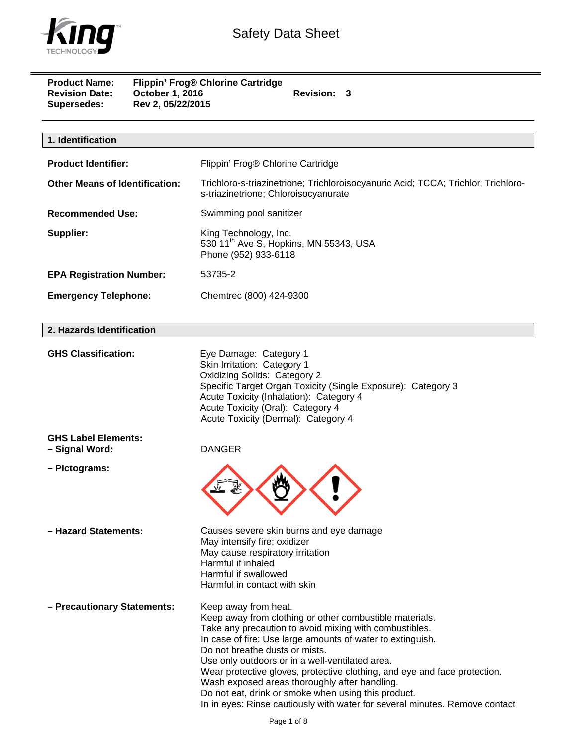# Safety Data Sheet

**Product Name:** Flippin' Frog® Chlorine Cartridge
**Revision Date:** October 1, 2016 **Revision:** 3
**Supersedes:** Rev 2, 05/22/2015

## 1. Identification

**Product Identifier:** Flippin' Frog® Chlorine Cartridge

**Other Means of Identification:** Trichloro-s-triazinetrione; Trichloroisocyanuric Acid; TCCA; Trichlor; Trichloro-s-triazinetrione; Chloroisocyanurate

**Recommended Use:** Swimming pool sanitizer

**Supplier:** King Technology, Inc.
530 11th Ave S, Hopkins, MN 55343, USA
Phone (952) 933-6118

**EPA Registration Number:** 53735-2

**Emergency Telephone:** Chemtrec (800) 424-9300

## 2. Hazards Identification

**GHS Classification:**
Eye Damage: Category 1
Skin Irritation: Category 1
Oxidizing Solids: Category 2
Specific Target Organ Toxicity (Single Exposure): Category 3
Acute Toxicity (Inhalation): Category 4
Acute Toxicity (Oral): Category 4
Acute Toxicity (Dermal): Category 4

**GHS Label Elements:**

**– Signal Word:** DANGER

**– Pictograms:**

**– Hazard Statements:**
Causes severe skin burns and eye damage
May intensify fire; oxidizer
May cause respiratory irritation
Harmful if inhaled
Harmful if swallowed
Harmful in contact with skin

**– Precautionary Statements:**
Keep away from heat.
Keep away from clothing or other combustible materials.
Take any precaution to avoid mixing with combustibles.
In case of fire: Use large amounts of water to extinguish.
Do not breathe dusts or mists.
Use only outdoors or in a well-ventilated area.
Wear protective gloves, protective clothing, and eye and face protection.
Wash exposed areas thoroughly after handling.
Do not eat, drink or smoke when using this product.
In in eyes: Rinse cautiously with water for several minutes. Remove contact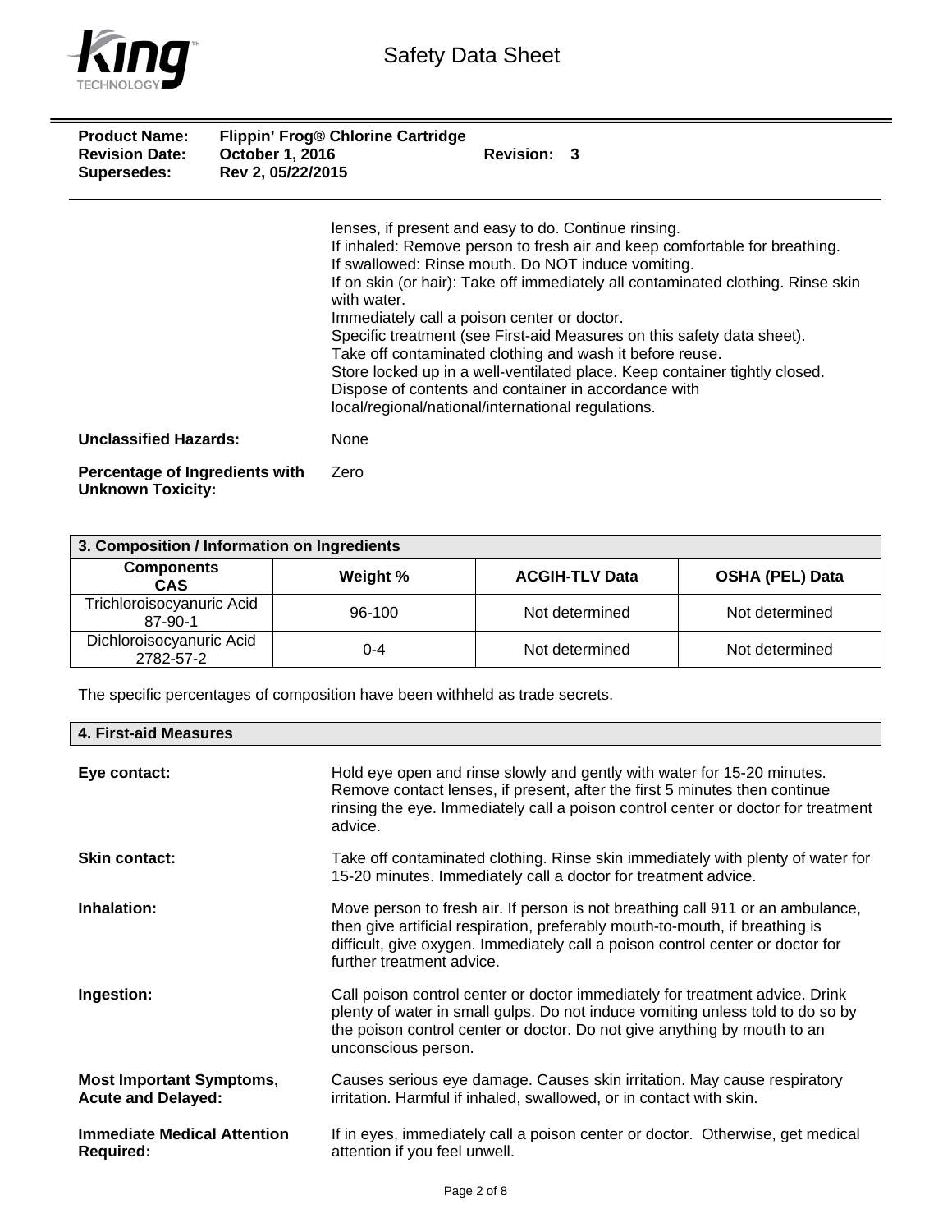**Product Name:** Flippin' Frog® Chlorine Cartridge
**Revision Date:** October 1, 2016 **Revision:** 3
**Supersedes:** Rev 2, 05/22/2015

lenses, if present and easy to do. Continue rinsing.
If inhaled: Remove person to fresh air and keep comfortable for breathing.
If swallowed: Rinse mouth. Do NOT induce vomiting.
If on skin (or hair): Take off immediately all contaminated clothing. Rinse skin with water.
Immediately call a poison center or doctor.
Specific treatment (see First-aid Measures on this safety data sheet).
Take off contaminated clothing and wash it before reuse.
Store locked up in a well-ventilated place. Keep container tightly closed.
Dispose of contents and container in accordance with local/regional/national/international regulations.

**Unclassified Hazards:** None

**Percentage of Ingredients with Unknown Toxicity:** Zero

## 3. Composition / Information on Ingredients

| Components CAS | Weight % | ACGIH-TLV Data | OSHA (PEL) Data |
|---|---|---|---|
| Trichloroisocyanuric Acid 87-90-1 | 96-100 | Not determined | Not determined |
| Dichloroisocyanuric Acid 2782-57-2 | 0-4 | Not determined | Not determined |

The specific percentages of composition have been withheld as trade secrets.

## 4. First-aid Measures

**Eye contact:** Hold eye open and rinse slowly and gently with water for 15-20 minutes. Remove contact lenses, if present, after the first 5 minutes then continue rinsing the eye. Immediately call a poison control center or doctor for treatment advice.

**Skin contact:** Take off contaminated clothing. Rinse skin immediately with plenty of water for 15-20 minutes. Immediately call a doctor for treatment advice.

**Inhalation:** Move person to fresh air. If person is not breathing call 911 or an ambulance, then give artificial respiration, preferably mouth-to-mouth, if breathing is difficult, give oxygen. Immediately call a poison control center or doctor for further treatment advice.

**Ingestion:** Call poison control center or doctor immediately for treatment advice. Drink plenty of water in small gulps. Do not induce vomiting unless told to do so by the poison control center or doctor. Do not give anything by mouth to an unconscious person.

**Most Important Symptoms, Acute and Delayed:** Causes serious eye damage. Causes skin irritation. May cause respiratory irritation. Harmful if inhaled, swallowed, or in contact with skin.

**Immediate Medical Attention Required:** If in eyes, immediately call a poison center or doctor. Otherwise, get medical attention if you feel unwell.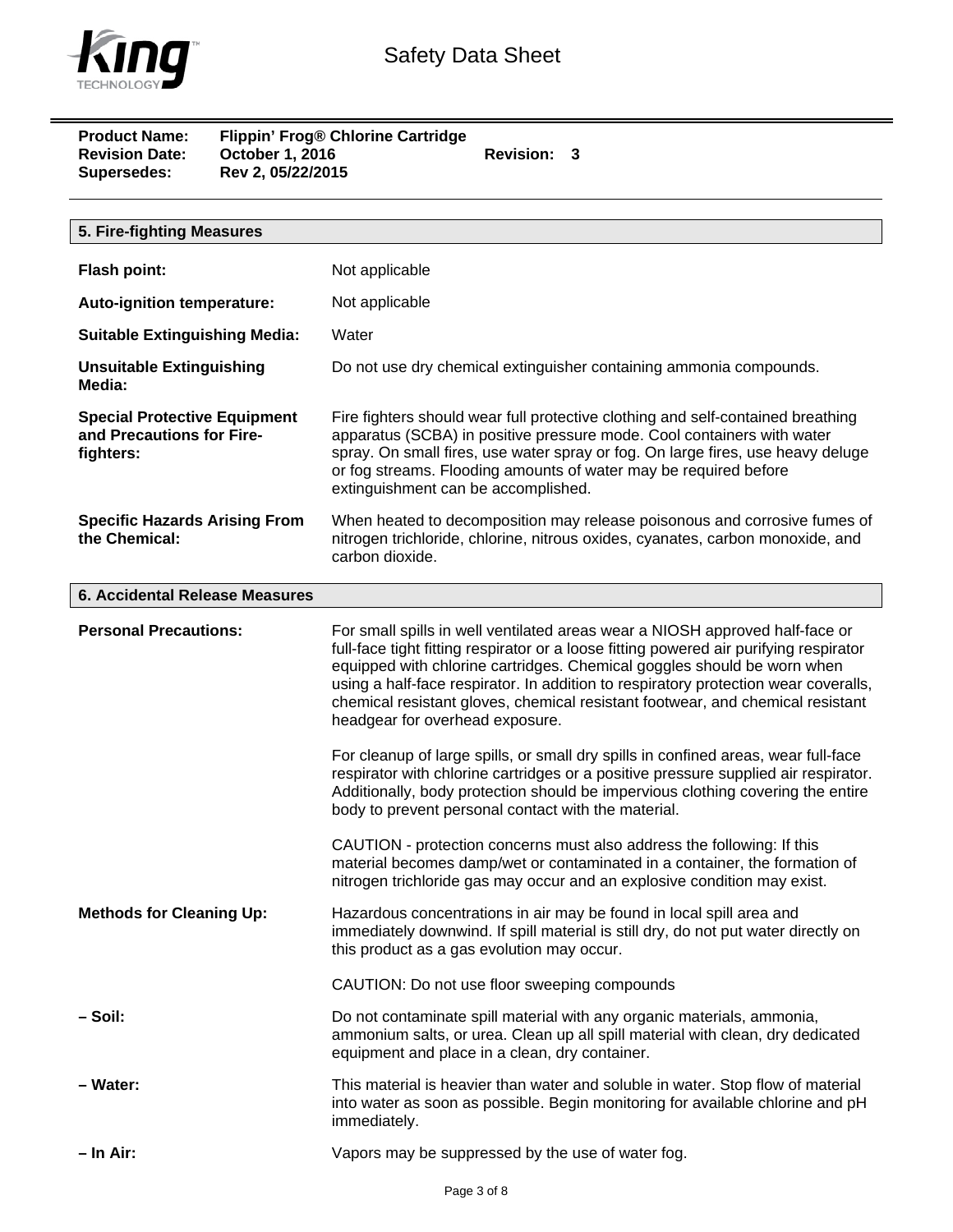**Product Name:** Flippin' Frog® Chlorine Cartridge
**Revision Date:** October 1, 2016 **Revision:** 3
**Supersedes:** Rev 2, 05/22/2015

## 5. Fire-fighting Measures

**Flash point:** Not applicable

**Auto-ignition temperature:** Not applicable

**Suitable Extinguishing Media:** Water

**Unsuitable Extinguishing Media:** Do not use dry chemical extinguisher containing ammonia compounds.

**Special Protective Equipment and Precautions for Fire-fighters:** Fire fighters should wear full protective clothing and self-contained breathing apparatus (SCBA) in positive pressure mode. Cool containers with water spray. On small fires, use water spray or fog. On large fires, use heavy deluge or fog streams. Flooding amounts of water may be required before extinguishment can be accomplished.

**Specific Hazards Arising From the Chemical:** When heated to decomposition may release poisonous and corrosive fumes of nitrogen trichloride, chlorine, nitrous oxides, cyanates, carbon monoxide, and carbon dioxide.

## 6. Accidental Release Measures

**Personal Precautions:** For small spills in well ventilated areas wear a NIOSH approved half-face or full-face tight fitting respirator or a loose fitting powered air purifying respirator equipped with chlorine cartridges. Chemical goggles should be worn when using a half-face respirator. In addition to respiratory protection wear coveralls, chemical resistant gloves, chemical resistant footwear, and chemical resistant headgear for overhead exposure.

For cleanup of large spills, or small dry spills in confined areas, wear full-face respirator with chlorine cartridges or a positive pressure supplied air respirator. Additionally, body protection should be impervious clothing covering the entire body to prevent personal contact with the material.

CAUTION - protection concerns must also address the following: If this material becomes damp/wet or contaminated in a container, the formation of nitrogen trichloride gas may occur and an explosive condition may exist.

**Methods for Cleaning Up:** Hazardous concentrations in air may be found in local spill area and immediately downwind. If spill material is still dry, do not put water directly on this product as a gas evolution may occur.

CAUTION: Do not use floor sweeping compounds

**– Soil:** Do not contaminate spill material with any organic materials, ammonia, ammonium salts, or urea. Clean up all spill material with clean, dry dedicated equipment and place in a clean, dry container.

**– Water:** This material is heavier than water and soluble in water. Stop flow of material into water as soon as possible. Begin monitoring for available chlorine and pH immediately.

**– In Air:** Vapors may be suppressed by the use of water fog.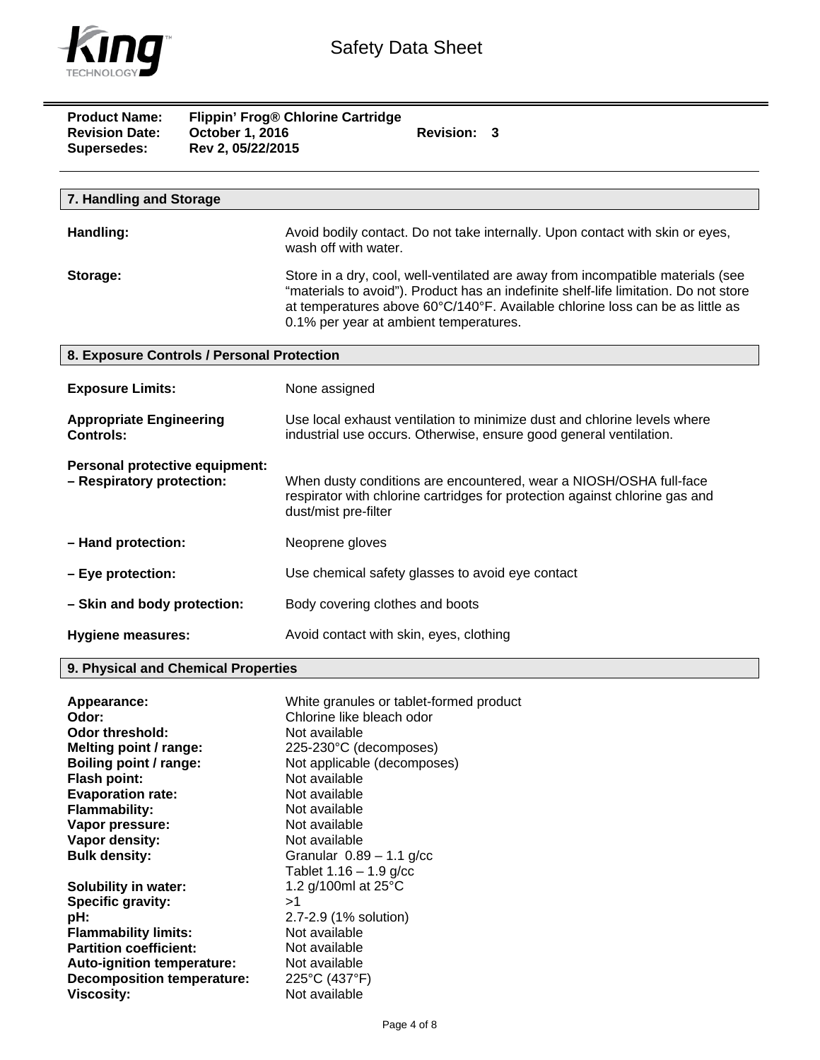**Product Name:** Flippin' Frog® Chlorine Cartridge
**Revision Date:** October 1, 2016 **Revision:** 3
**Supersedes:** Rev 2, 05/22/2015

## 7. Handling and Storage

**Handling:** Avoid bodily contact. Do not take internally. Upon contact with skin or eyes, wash off with water.

**Storage:** Store in a dry, cool, well-ventilated are away from incompatible materials (see "materials to avoid"). Product has an indefinite shelf-life limitation. Do not store at temperatures above 60°C/140°F. Available chlorine loss can be as little as 0.1% per year at ambient temperatures.

## 8. Exposure Controls / Personal Protection

**Exposure Limits:** None assigned

**Appropriate Engineering Controls:** Use local exhaust ventilation to minimize dust and chlorine levels where industrial use occurs. Otherwise, ensure good general ventilation.

**Personal protective equipment:**

**– Respiratory protection:** When dusty conditions are encountered, wear a NIOSH/OSHA full-face respirator with chlorine cartridges for protection against chlorine gas and dust/mist pre-filter

**– Hand protection:** Neoprene gloves

**– Eye protection:** Use chemical safety glasses to avoid eye contact

**– Skin and body protection:** Body covering clothes and boots

**Hygiene measures:** Avoid contact with skin, eyes, clothing

## 9. Physical and Chemical Properties

| | |
|---|---|
| **Appearance:** | White granules or tablet-formed product |
| **Odor:** | Chlorine like bleach odor |
| **Odor threshold:** | Not available |
| **Melting point / range:** | 225-230°C (decomposes) |
| **Boiling point / range:** | Not applicable (decomposes) |
| **Flash point:** | Not available |
| **Evaporation rate:** | Not available |
| **Flammability:** | Not available |
| **Vapor pressure:** | Not available |
| **Vapor density:** | Not available |
| **Bulk density:** | Granular 0.89 – 1.1 g/cc<br>Tablet 1.16 – 1.9 g/cc |
| **Solubility in water:** | 1.2 g/100ml at 25°C |
| **Specific gravity:** | >1 |
| **pH:** | 2.7-2.9 (1% solution) |
| **Flammability limits:** | Not available |
| **Partition coefficient:** | Not available |
| **Auto-ignition temperature:** | Not available |
| **Decomposition temperature:** | 225°C (437°F) |
| **Viscosity:** | Not available |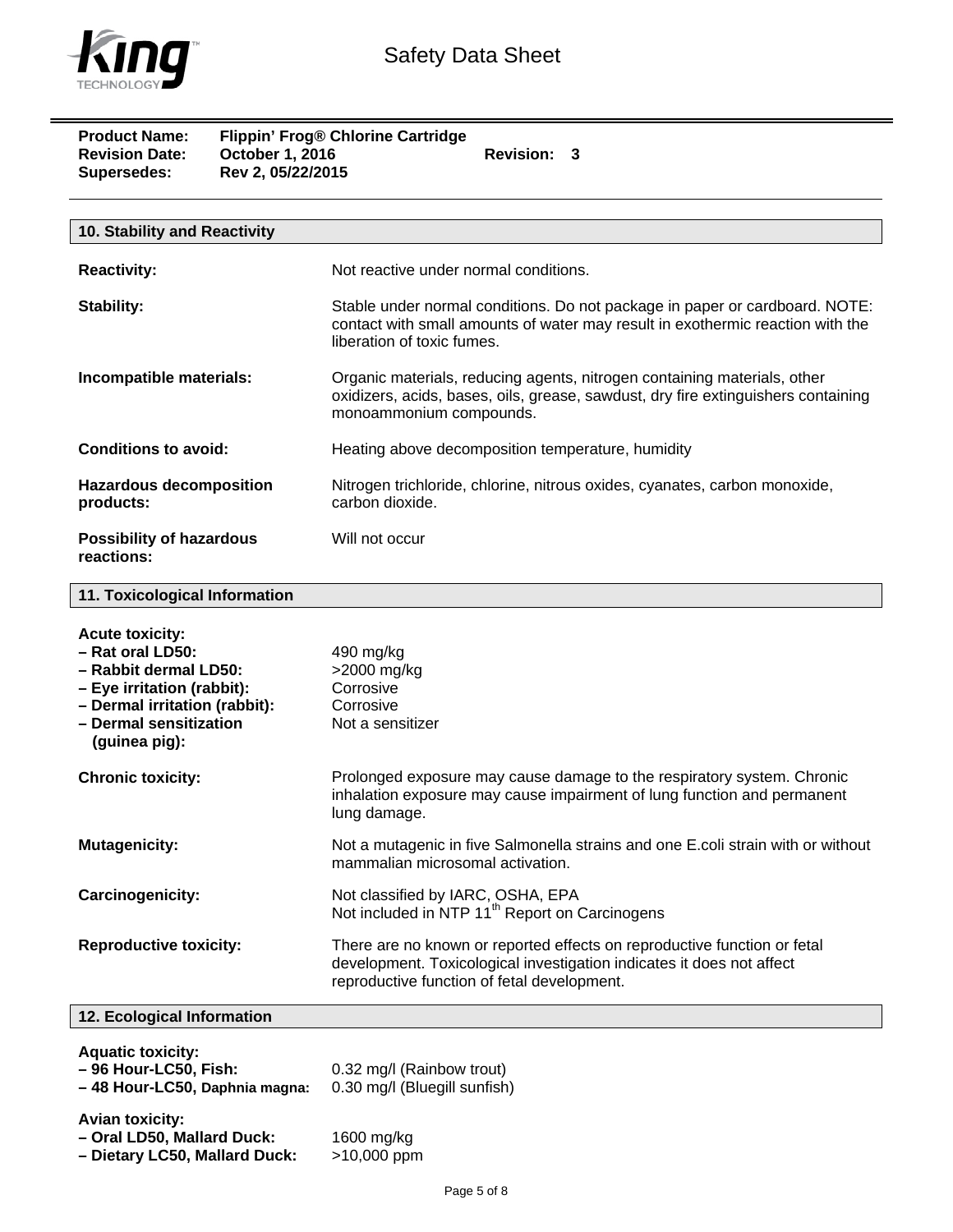**Product Name:** Flippin' Frog® Chlorine Cartridge
**Revision Date:** October 1, 2016 **Revision:** 3
**Supersedes:** Rev 2, 05/22/2015

## 10. Stability and Reactivity

**Reactivity:** Not reactive under normal conditions.

**Stability:** Stable under normal conditions. Do not package in paper or cardboard. NOTE: contact with small amounts of water may result in exothermic reaction with the liberation of toxic fumes.

**Incompatible materials:** Organic materials, reducing agents, nitrogen containing materials, other oxidizers, acids, bases, oils, grease, sawdust, dry fire extinguishers containing monoammonium compounds.

**Conditions to avoid:** Heating above decomposition temperature, humidity

**Hazardous decomposition products:** Nitrogen trichloride, chlorine, nitrous oxides, cyanates, carbon monoxide, carbon dioxide.

**Possibility of hazardous reactions:** Will not occur

## 11. Toxicological Information

**Acute toxicity:**

- **Rat oral LD50:** 490 mg/kg
- **Rabbit dermal LD50:** >2000 mg/kg
- **Eye irritation (rabbit):** Corrosive
- **Dermal irritation (rabbit):** Corrosive
- **Dermal sensitization (guinea pig):** Not a sensitizer

**Chronic toxicity:** Prolonged exposure may cause damage to the respiratory system. Chronic inhalation exposure may cause impairment of lung function and permanent lung damage.

**Mutagenicity:** Not a mutagenic in five Salmonella strains and one E.coli strain with or without mammalian microsomal activation.

**Carcinogenicity:** Not classified by IARC, OSHA, EPA
Not included in NTP 11th Report on Carcinogens

**Reproductive toxicity:** There are no known or reported effects on reproductive function or fetal development. Toxicological investigation indicates it does not affect reproductive function of fetal development.

## 12. Ecological Information

**Aquatic toxicity:**

- **96 Hour-LC50, Fish:** 0.32 mg/l (Rainbow trout)
- **48 Hour-LC50, Daphnia magna:** 0.30 mg/l (Bluegill sunfish)

**Avian toxicity:**

- **Oral LD50, Mallard Duck:** 1600 mg/kg
- **Dietary LC50, Mallard Duck:** >10,000 ppm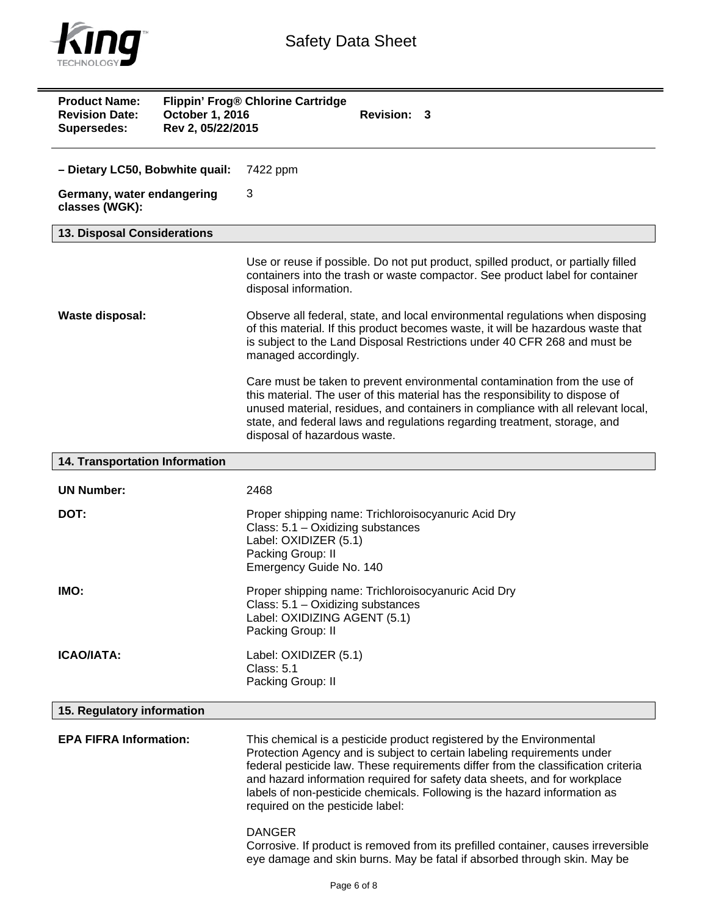**Product Name:** Flippin' Frog® Chlorine Cartridge
**Revision Date:** October 1, 2016 **Revision:** 3
**Supersedes:** Rev 2, 05/22/2015

**– Dietary LC50, Bobwhite quail:** 7422 ppm

**Germany, water endangering classes (WGK):** 3

## 13. Disposal Considerations

Use or reuse if possible. Do not put product, spilled product, or partially filled containers into the trash or waste compactor. See product label for container disposal information.

**Waste disposal:** Observe all federal, state, and local environmental regulations when disposing of this material. If this product becomes waste, it will be hazardous waste that is subject to the Land Disposal Restrictions under 40 CFR 268 and must be managed accordingly.

Care must be taken to prevent environmental contamination from the use of this material. The user of this material has the responsibility to dispose of unused material, residues, and containers in compliance with all relevant local, state, and federal laws and regulations regarding treatment, storage, and disposal of hazardous waste.

## 14. Transportation Information

**UN Number:** 2468

**DOT:**
Proper shipping name: Trichloroisocyanuric Acid Dry
Class: 5.1 – Oxidizing substances
Label: OXIDIZER (5.1)
Packing Group: II
Emergency Guide No. 140

**IMO:**
Proper shipping name: Trichloroisocyanuric Acid Dry
Class: 5.1 – Oxidizing substances
Label: OXIDIZING AGENT (5.1)
Packing Group: II

**ICAO/IATA:**
Label: OXIDIZER (5.1)
Class: 5.1
Packing Group: II

## 15. Regulatory information

**EPA FIFRA Information:** This chemical is a pesticide product registered by the Environmental Protection Agency and is subject to certain labeling requirements under federal pesticide law. These requirements differ from the classification criteria and hazard information required for safety data sheets, and for workplace labels of non-pesticide chemicals. Following is the hazard information as required on the pesticide label:

DANGER
Corrosive. If product is removed from its prefilled container, causes irreversible eye damage and skin burns. May be fatal if absorbed through skin. May be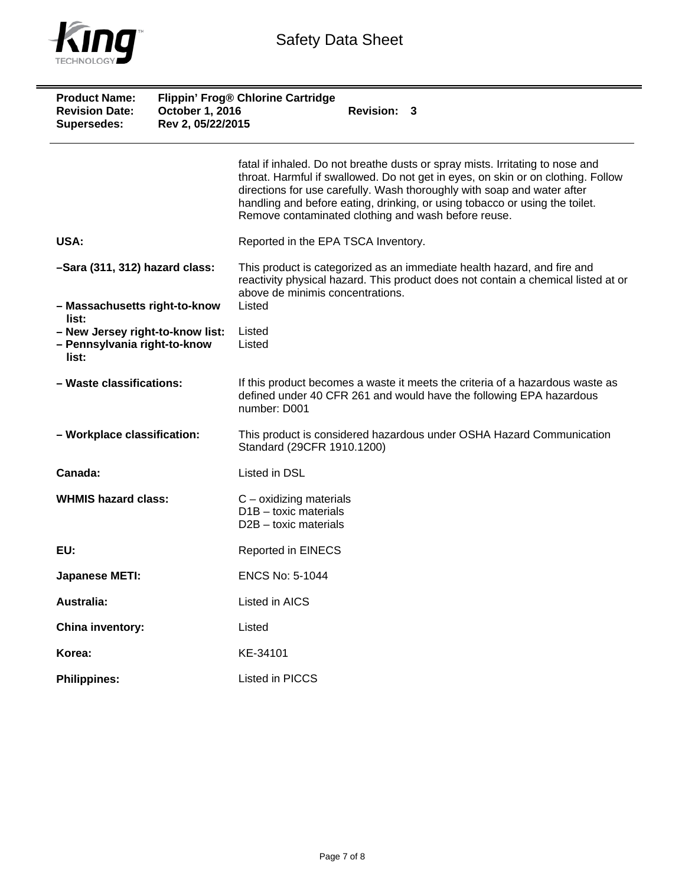**Product Name:** Flippin' Frog® Chlorine Cartridge
**Revision Date:** October 1, 2016 **Revision:** 3
**Supersedes:** Rev 2, 05/22/2015

| | |
|---|---|
| | fatal if inhaled. Do not breathe dusts or spray mists. Irritating to nose and throat. Harmful if swallowed. Do not get in eyes, on skin or on clothing. Follow directions for use carefully. Wash thoroughly with soap and water after handling and before eating, drinking, or using tobacco or using the toilet. Remove contaminated clothing and wash before reuse. |
| **USA:** | Reported in the EPA TSCA Inventory. |
| **–Sara (311, 312) hazard class:** | This product is categorized as an immediate health hazard, and fire and reactivity physical hazard. This product does not contain a chemical listed at or above de minimis concentrations. |
| **– Massachusetts right-to-know list:** | Listed |
| **– New Jersey right-to-know list:** | Listed |
| **– Pennsylvania right-to-know list:** | Listed |
| **– Waste classifications:** | If this product becomes a waste it meets the criteria of a hazardous waste as defined under 40 CFR 261 and would have the following EPA hazardous number: D001 |
| **– Workplace classification:** | This product is considered hazardous under OSHA Hazard Communication Standard (29CFR 1910.1200) |
| **Canada:** | Listed in DSL |
| **WHMIS hazard class:** | C – oxidizing materials<br>D1B – toxic materials<br>D2B – toxic materials |
| **EU:** | Reported in EINECS |
| **Japanese METI:** | ENCS No: 5-1044 |
| **Australia:** | Listed in AICS |
| **China inventory:** | Listed |
| **Korea:** | KE-34101 |
| **Philippines:** | Listed in PICCS |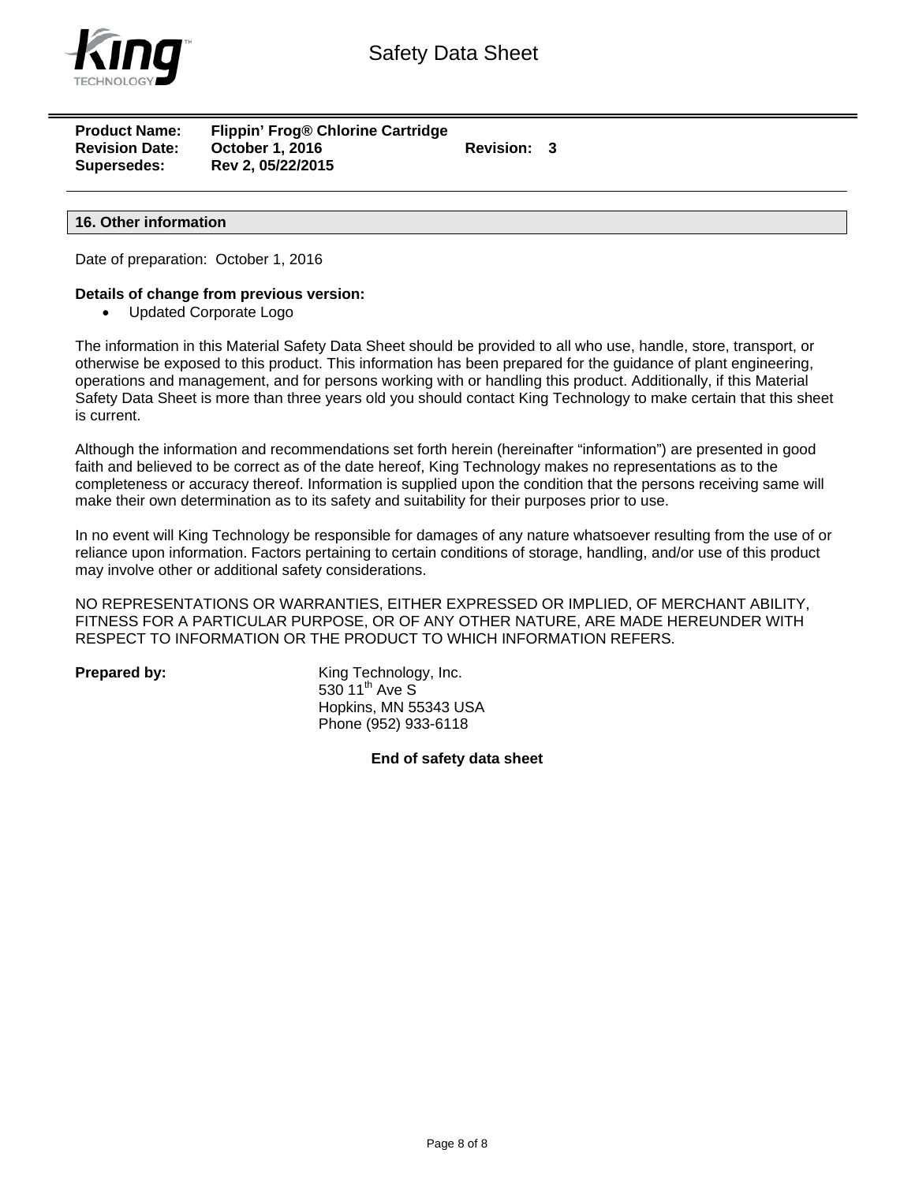**Product Name:** Flippin' Frog® Chlorine Cartridge
**Revision Date:** October 1, 2016 **Revision:** 3
**Supersedes:** Rev 2, 05/22/2015

## 16. Other information

Date of preparation: October 1, 2016

**Details of change from previous version:**

- Updated Corporate Logo

The information in this Material Safety Data Sheet should be provided to all who use, handle, store, transport, or otherwise be exposed to this product. This information has been prepared for the guidance of plant engineering, operations and management, and for persons working with or handling this product. Additionally, if this Material Safety Data Sheet is more than three years old you should contact King Technology to make certain that this sheet is current.

Although the information and recommendations set forth herein (hereinafter "information") are presented in good faith and believed to be correct as of the date hereof, King Technology makes no representations as to the completeness or accuracy thereof. Information is supplied upon the condition that the persons receiving same will make their own determination as to its safety and suitability for their purposes prior to use.

In no event will King Technology be responsible for damages of any nature whatsoever resulting from the use of or reliance upon information. Factors pertaining to certain conditions of storage, handling, and/or use of this product may involve other or additional safety considerations.

NO REPRESENTATIONS OR WARRANTIES, EITHER EXPRESSED OR IMPLIED, OF MERCHANT ABILITY, FITNESS FOR A PARTICULAR PURPOSE, OR OF ANY OTHER NATURE, ARE MADE HEREUNDER WITH RESPECT TO INFORMATION OR THE PRODUCT TO WHICH INFORMATION REFERS.

**Prepared by:**

King Technology, Inc.
530 11th Ave S
Hopkins, MN 55343 USA
Phone (952) 933-6118

**End of safety data sheet**